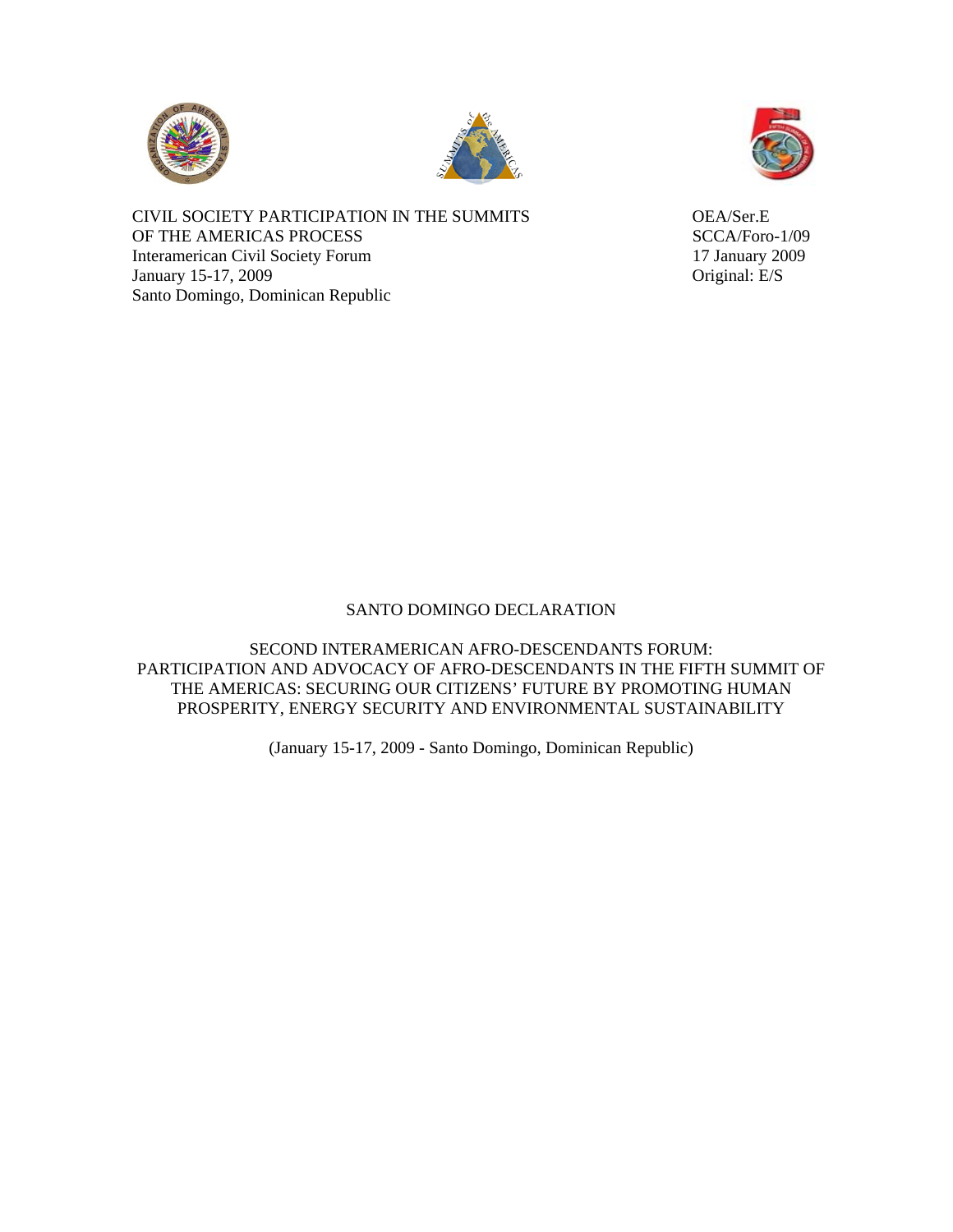CIVIL SOCIETY PARTICIPATION IN THE SUMMITS OF THE AMERICAS PROCESS
Interamerican Civil Society Forum
January 15-17, 2009
Santo Domingo, Dominican Republic

OEA/Ser.E
SCCA/Foro-1/09
17 January 2009
Original: E/S

# SANTO DOMINGO DECLARATION

## SECOND INTERAMERICAN AFRO-DESCENDANTS FORUM: PARTICIPATION AND ADVOCACY OF AFRO-DESCENDANTS IN THE FIFTH SUMMIT OF THE AMERICAS: SECURING OUR CITIZENS' FUTURE BY PROMOTING HUMAN PROSPERITY, ENERGY SECURITY AND ENVIRONMENTAL SUSTAINABILITY

(January 15-17, 2009 - Santo Domingo, Dominican Republic)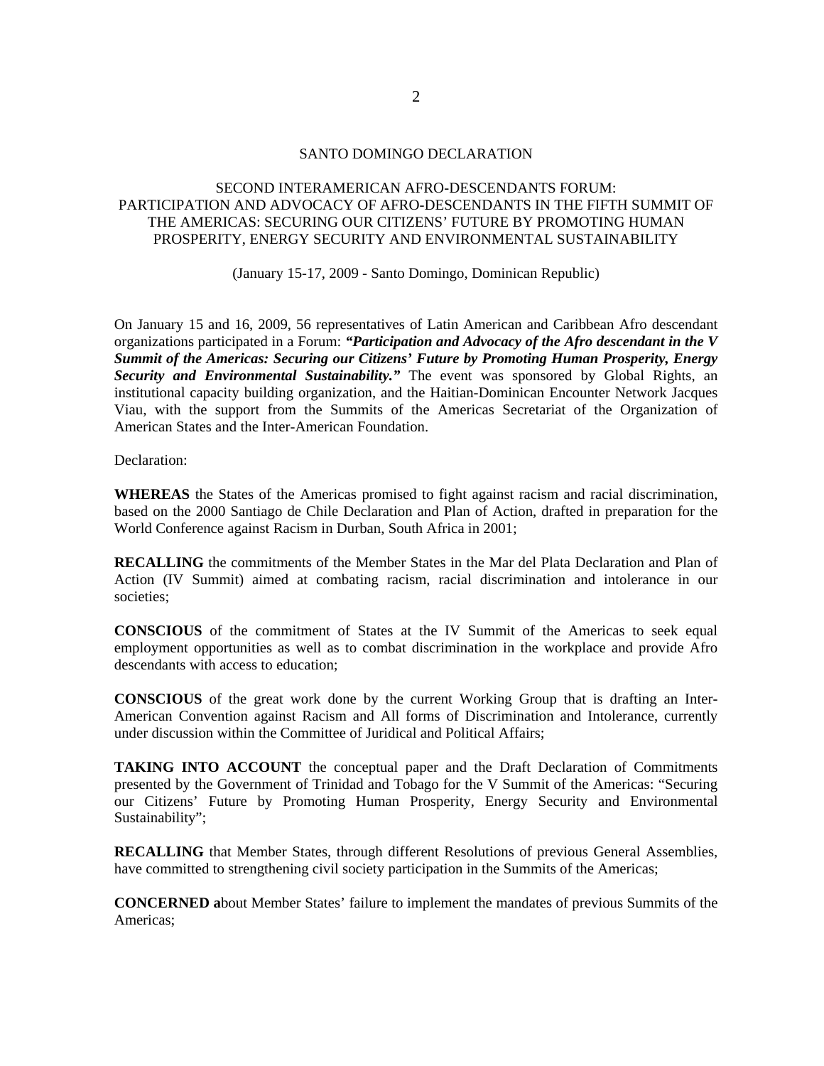# SANTO DOMINGO DECLARATION

## SECOND INTERAMERICAN AFRO-DESCENDANTS FORUM: PARTICIPATION AND ADVOCACY OF AFRO-DESCENDANTS IN THE FIFTH SUMMIT OF THE AMERICAS: SECURING OUR CITIZENS' FUTURE BY PROMOTING HUMAN PROSPERITY, ENERGY SECURITY AND ENVIRONMENTAL SUSTAINABILITY

(January 15-17, 2009 - Santo Domingo, Dominican Republic)

On January 15 and 16, 2009, 56 representatives of Latin American and Caribbean Afro descendant organizations participated in a Forum: ***"Participation and Advocacy of the Afro descendant in the V Summit of the Americas: Securing our Citizens' Future by Promoting Human Prosperity, Energy Security and Environmental Sustainability."*** The event was sponsored by Global Rights, an institutional capacity building organization, and the Haitian-Dominican Encounter Network Jacques Viau, with the support from the Summits of the Americas Secretariat of the Organization of American States and the Inter-American Foundation.

Declaration:

**WHEREAS** the States of the Americas promised to fight against racism and racial discrimination, based on the 2000 Santiago de Chile Declaration and Plan of Action, drafted in preparation for the World Conference against Racism in Durban, South Africa in 2001;

**RECALLING** the commitments of the Member States in the Mar del Plata Declaration and Plan of Action (IV Summit) aimed at combating racism, racial discrimination and intolerance in our societies;

**CONSCIOUS** of the commitment of States at the IV Summit of the Americas to seek equal employment opportunities as well as to combat discrimination in the workplace and provide Afro descendants with access to education;

**CONSCIOUS** of the great work done by the current Working Group that is drafting an Inter-American Convention against Racism and All forms of Discrimination and Intolerance, currently under discussion within the Committee of Juridical and Political Affairs;

**TAKING INTO ACCOUNT** the conceptual paper and the Draft Declaration of Commitments presented by the Government of Trinidad and Tobago for the V Summit of the Americas: "Securing our Citizens' Future by Promoting Human Prosperity, Energy Security and Environmental Sustainability";

**RECALLING** that Member States, through different Resolutions of previous General Assemblies, have committed to strengthening civil society participation in the Summits of the Americas;

**CONCERNED a**bout Member States' failure to implement the mandates of previous Summits of the Americas;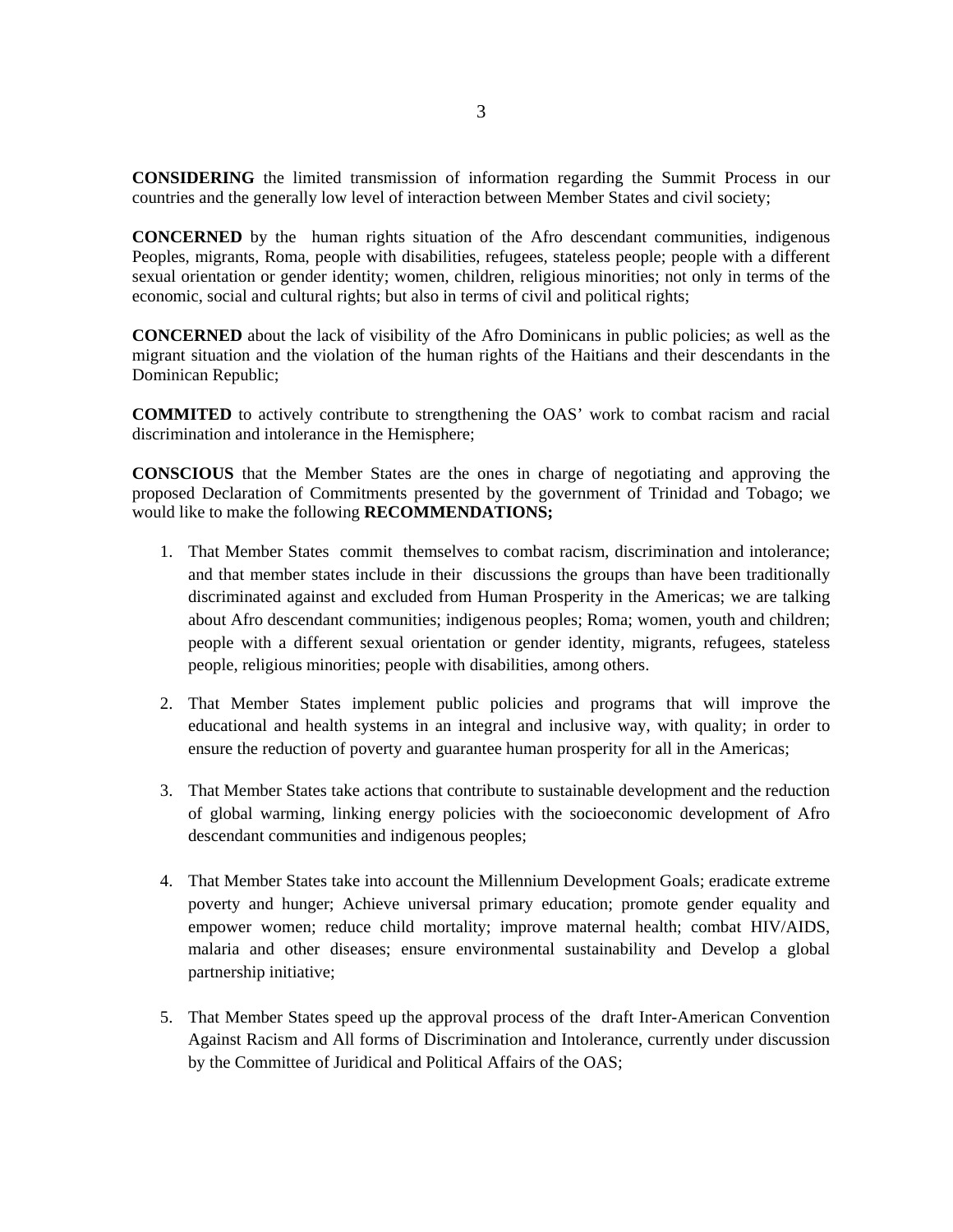**CONSIDERING** the limited transmission of information regarding the Summit Process in our countries and the generally low level of interaction between Member States and civil society;

**CONCERNED** by the human rights situation of the Afro descendant communities, indigenous Peoples, migrants, Roma, people with disabilities, refugees, stateless people; people with a different sexual orientation or gender identity; women, children, religious minorities; not only in terms of the economic, social and cultural rights; but also in terms of civil and political rights;

**CONCERNED** about the lack of visibility of the Afro Dominicans in public policies; as well as the migrant situation and the violation of the human rights of the Haitians and their descendants in the Dominican Republic;

**COMMITED** to actively contribute to strengthening the OAS' work to combat racism and racial discrimination and intolerance in the Hemisphere;

**CONSCIOUS** that the Member States are the ones in charge of negotiating and approving the proposed Declaration of Commitments presented by the government of Trinidad and Tobago; we would like to make the following **RECOMMENDATIONS;**

1. That Member States commit themselves to combat racism, discrimination and intolerance; and that member states include in their discussions the groups than have been traditionally discriminated against and excluded from Human Prosperity in the Americas; we are talking about Afro descendant communities; indigenous peoples; Roma; women, youth and children; people with a different sexual orientation or gender identity, migrants, refugees, stateless people, religious minorities; people with disabilities, among others.

2. That Member States implement public policies and programs that will improve the educational and health systems in an integral and inclusive way, with quality; in order to ensure the reduction of poverty and guarantee human prosperity for all in the Americas;

3. That Member States take actions that contribute to sustainable development and the reduction of global warming, linking energy policies with the socioeconomic development of Afro descendant communities and indigenous peoples;

4. That Member States take into account the Millennium Development Goals; eradicate extreme poverty and hunger; Achieve universal primary education; promote gender equality and empower women; reduce child mortality; improve maternal health; combat HIV/AIDS, malaria and other diseases; ensure environmental sustainability and Develop a global partnership initiative;

5. That Member States speed up the approval process of the draft Inter-American Convention Against Racism and All forms of Discrimination and Intolerance, currently under discussion by the Committee of Juridical and Political Affairs of the OAS;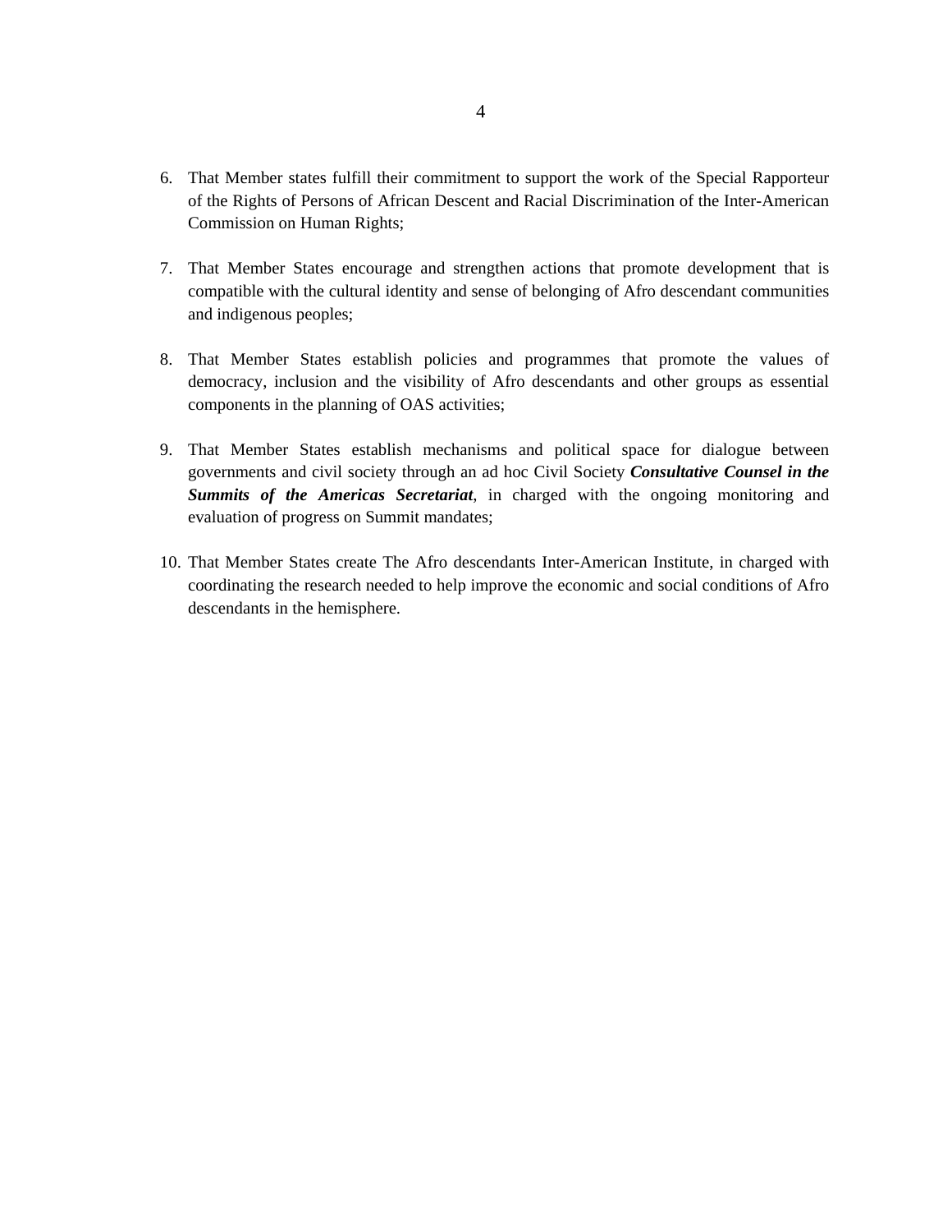6. That Member states fulfill their commitment to support the work of the Special Rapporteur of the Rights of Persons of African Descent and Racial Discrimination of the Inter-American Commission on Human Rights;

7. That Member States encourage and strengthen actions that promote development that is compatible with the cultural identity and sense of belonging of Afro descendant communities and indigenous peoples;

8. That Member States establish policies and programmes that promote the values of democracy, inclusion and the visibility of Afro descendants and other groups as essential components in the planning of OAS activities;

9. That Member States establish mechanisms and political space for dialogue between governments and civil society through an ad hoc Civil Society ***Consultative Counsel in the Summits of the Americas Secretariat***, in charged with the ongoing monitoring and evaluation of progress on Summit mandates;

10. That Member States create The Afro descendants Inter-American Institute, in charged with coordinating the research needed to help improve the economic and social conditions of Afro descendants in the hemisphere.